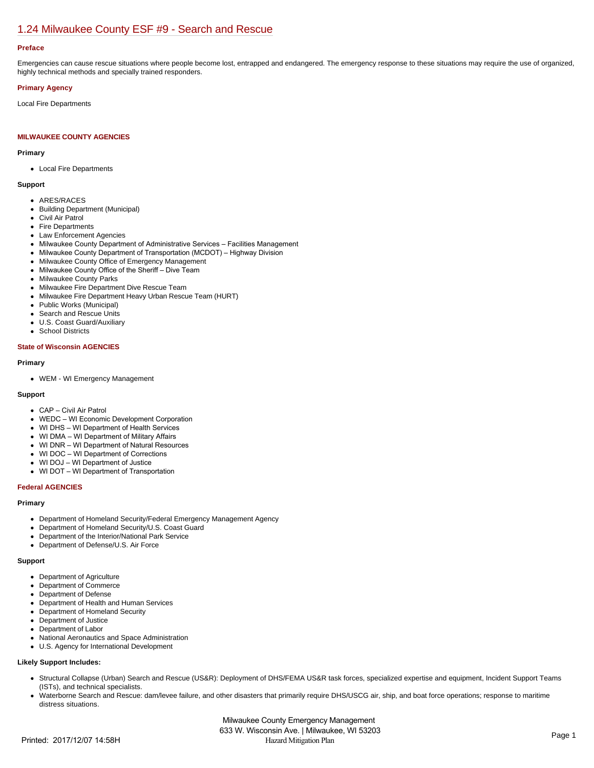# 1.24 Milwaukee County ESF #9 - Search and Rescue

### Preface

Emergencies can cause rescue situations where people become lost, entrapped and endangered. The emergency response to these situations may require the use of organized, highly technical methods and specially trained responders.

### Primary Agency

Local Fire Departments

### MILWAUKEE COUNTY AGENCIES

**Primary**

- Local Fire Departments

**Support**

- ARES/RACES
- Building Department (Municipal)
- Civil Air Patrol
- Fire Departments
- Law Enforcement Agencies
- Milwaukee County Department of Administrative Services – Facilities Management
- Milwaukee County Department of Transportation (MCDOT) – Highway Division
- Milwaukee County Office of Emergency Management
- Milwaukee County Office of the Sheriff – Dive Team
- Milwaukee County Parks
- Milwaukee Fire Department Dive Rescue Team
- Milwaukee Fire Department Heavy Urban Rescue Team (HURT)
- Public Works (Municipal)
- Search and Rescue Units
- U.S. Coast Guard/Auxiliary
- School Districts

### State of Wisconsin AGENCIES

**Primary**

- WEM - WI Emergency Management

**Support**

- CAP – Civil Air Patrol
- WEDC – WI Economic Development Corporation
- WI DHS – WI Department of Health Services
- WI DMA – WI Department of Military Affairs
- WI DNR – WI Department of Natural Resources
- WI DOC – WI Department of Corrections
- WI DOJ – WI Department of Justice
- WI DOT – WI Department of Transportation

### Federal AGENCIES

**Primary**

- Department of Homeland Security/Federal Emergency Management Agency
- Department of Homeland Security/U.S. Coast Guard
- Department of the Interior/National Park Service
- Department of Defense/U.S. Air Force

**Support**

- Department of Agriculture
- Department of Commerce
- Department of Defense
- Department of Health and Human Services
- Department of Homeland Security
- Department of Justice
- Department of Labor
- National Aeronautics and Space Administration
- U.S. Agency for International Development

**Likely Support Includes:**

- Structural Collapse (Urban) Search and Rescue (US&R): Deployment of DHS/FEMA US&R task forces, specialized expertise and equipment, Incident Support Teams (ISTs), and technical specialists.
- Waterborne Search and Rescue: dam/levee failure, and other disasters that primarily require DHS/USCG air, ship, and boat force operations; response to maritime distress situations.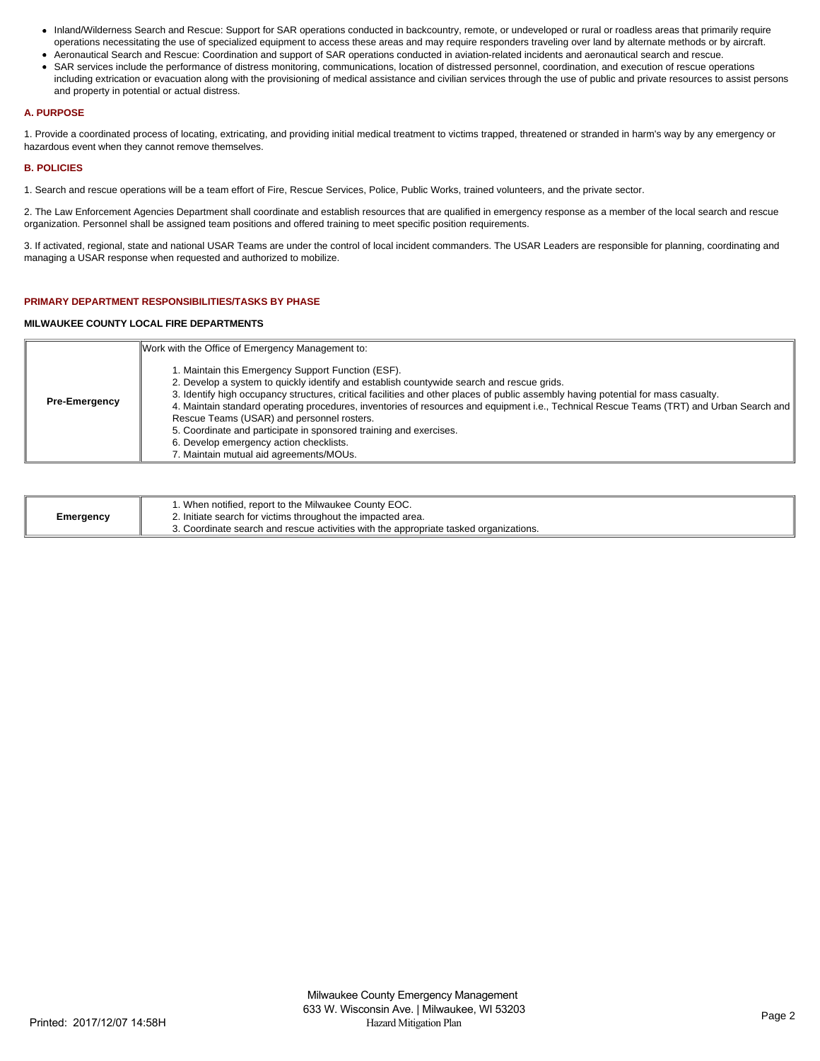- Inland/Wilderness Search and Rescue: Support for SAR operations conducted in backcountry, remote, or undeveloped or rural or roadless areas that primarily require operations necessitating the use of specialized equipment to access these areas and may require responders traveling over land by alternate methods or by aircraft.
- Aeronautical Search and Rescue: Coordination and support of SAR operations conducted in aviation-related incidents and aeronautical search and rescue.
- SAR services include the performance of distress monitoring, communications, location of distressed personnel, coordination, and execution of rescue operations including extrication or evacuation along with the provisioning of medical assistance and civilian services through the use of public and private resources to assist persons and property in potential or actual distress.

### A. PURPOSE

1. Provide a coordinated process of locating, extricating, and providing initial medical treatment to victims trapped, threatened or stranded in harm's way by any emergency or hazardous event when they cannot remove themselves.

### B. POLICIES

1. Search and rescue operations will be a team effort of Fire, Rescue Services, Police, Public Works, trained volunteers, and the private sector.

2. The Law Enforcement Agencies Department shall coordinate and establish resources that are qualified in emergency response as a member of the local search and rescue organization. Personnel shall be assigned team positions and offered training to meet specific position requirements.

3. If activated, regional, state and national USAR Teams are under the control of local incident commanders. The USAR Leaders are responsible for planning, coordinating and managing a USAR response when requested and authorized to mobilize.

### PRIMARY DEPARTMENT RESPONSIBILITIES/TASKS BY PHASE

**MILWAUKEE COUNTY LOCAL FIRE DEPARTMENTS**

| | |
|---|---|
| **Pre-Emergency** | Work with the Office of Emergency Management to:<br><br>1. Maintain this Emergency Support Function (ESF).<br>2. Develop a system to quickly identify and establish countywide search and rescue grids.<br>3. Identify high occupancy structures, critical facilities and other places of public assembly having potential for mass casualty.<br>4. Maintain standard operating procedures, inventories of resources and equipment i.e., Technical Rescue Teams (TRT) and Urban Search and Rescue Teams (USAR) and personnel rosters.<br>5. Coordinate and participate in sponsored training and exercises.<br>6. Develop emergency action checklists.<br>7. Maintain mutual aid agreements/MOUs. |

| | |
|---|---|
| **Emergency** | 1. When notified, report to the Milwaukee County EOC.<br>2. Initiate search for victims throughout the impacted area.<br>3. Coordinate search and rescue activities with the appropriate tasked organizations. |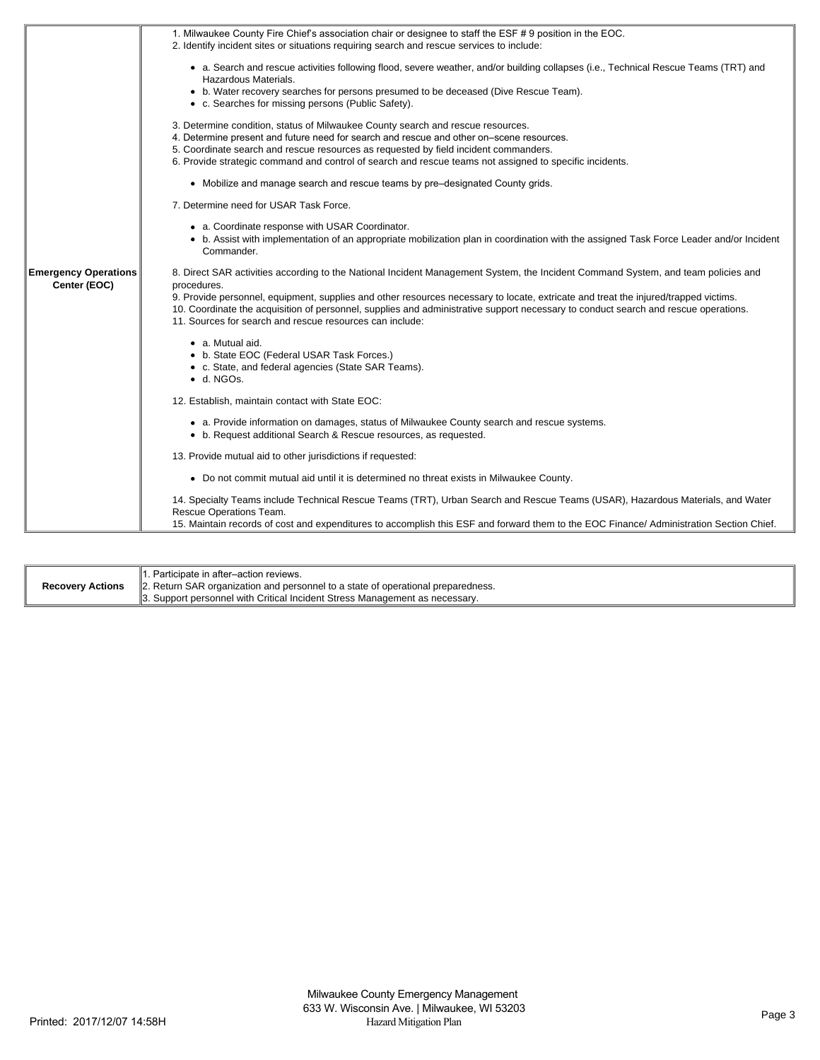| | |
|---|---|
| **Emergency Operations Center (EOC)** | 1. Milwaukee County Fire Chief's association chair or designee to staff the ESF # 9 position in the EOC.<br>2. Identify incident sites or situations requiring search and rescue services to include:<br>• a. Search and rescue activities following flood, severe weather, and/or building collapses (i.e., Technical Rescue Teams (TRT) and Hazardous Materials.<br>• b. Water recovery searches for persons presumed to be deceased (Dive Rescue Team).<br>• c. Searches for missing persons (Public Safety).<br>3. Determine condition, status of Milwaukee County search and rescue resources.<br>4. Determine present and future need for search and rescue and other on–scene resources.<br>5. Coordinate search and rescue resources as requested by field incident commanders.<br>6. Provide strategic command and control of search and rescue teams not assigned to specific incidents.<br>• Mobilize and manage search and rescue teams by pre–designated County grids.<br>7. Determine need for USAR Task Force.<br>• a. Coordinate response with USAR Coordinator.<br>• b. Assist with implementation of an appropriate mobilization plan in coordination with the assigned Task Force Leader and/or Incident Commander.<br>8. Direct SAR activities according to the National Incident Management System, the Incident Command System, and team policies and procedures.<br>9. Provide personnel, equipment, supplies and other resources necessary to locate, extricate and treat the injured/trapped victims.<br>10. Coordinate the acquisition of personnel, supplies and administrative support necessary to conduct search and rescue operations.<br>11. Sources for search and rescue resources can include:<br>• a. Mutual aid.<br>• b. State EOC (Federal USAR Task Forces.)<br>• c. State, and federal agencies (State SAR Teams).<br>• d. NGOs.<br>12. Establish, maintain contact with State EOC:<br>• a. Provide information on damages, status of Milwaukee County search and rescue systems.<br>• b. Request additional Search & Rescue resources, as requested.<br>13. Provide mutual aid to other jurisdictions if requested:<br>• Do not commit mutual aid until it is determined no threat exists in Milwaukee County.<br>14. Specialty Teams include Technical Rescue Teams (TRT), Urban Search and Rescue Teams (USAR), Hazardous Materials, and Water Rescue Operations Team.<br>15. Maintain records of cost and expenditures to accomplish this ESF and forward them to the EOC Finance/ Administration Section Chief. |

| | |
|---|---|
| **Recovery Actions** | 1. Participate in after–action reviews.<br>2. Return SAR organization and personnel to a state of operational preparedness.<br>3. Support personnel with Critical Incident Stress Management as necessary. |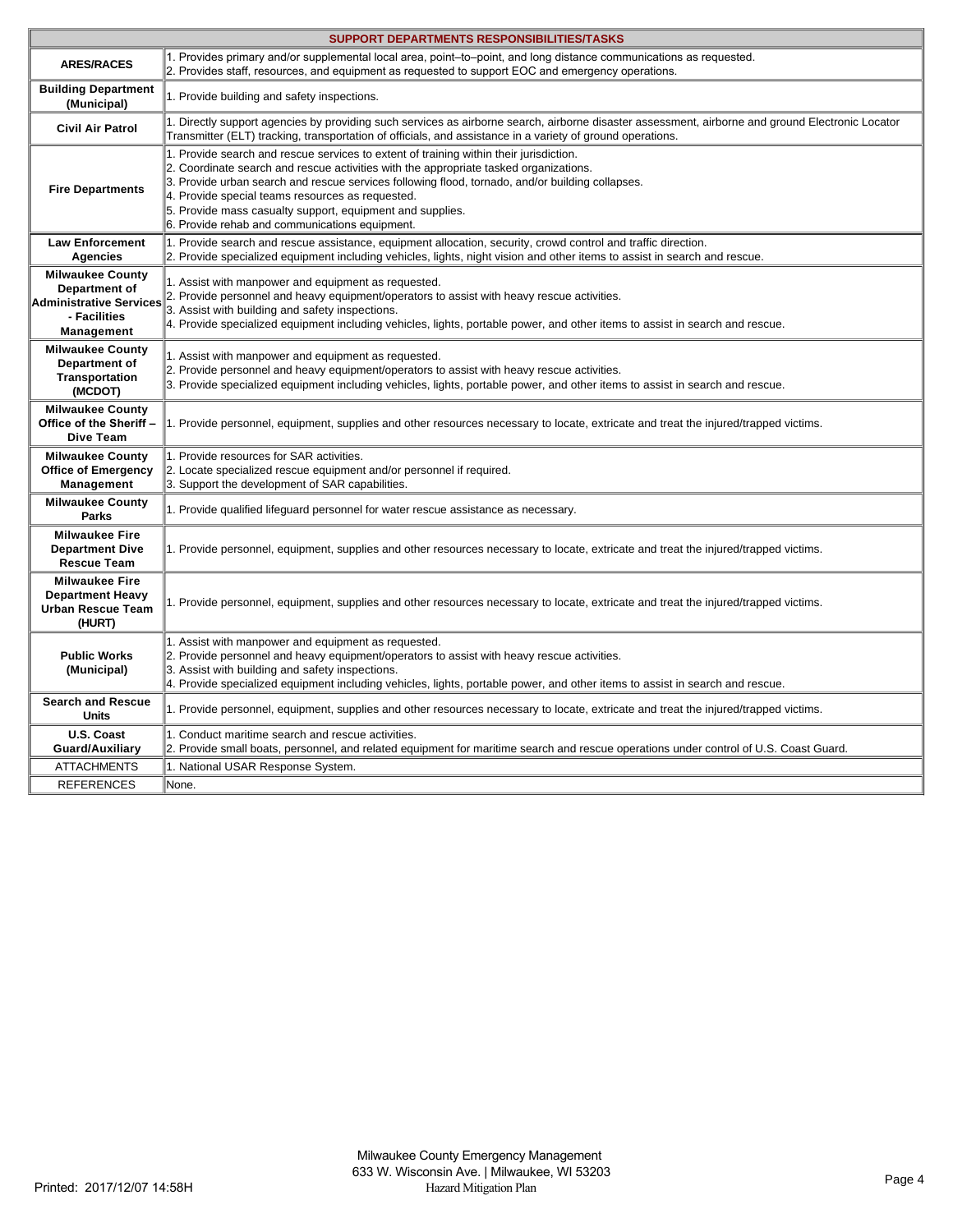| SUPPORT DEPARTMENTS RESPONSIBILITIES/TASKS | |
|---|---|
| **ARES/RACES** | 1. Provides primary and/or supplemental local area, point–to–point, and long distance communications as requested.<br>2. Provides staff, resources, and equipment as requested to support EOC and emergency operations. |
| **Building Department (Municipal)** | 1. Provide building and safety inspections. |
| **Civil Air Patrol** | 1. Directly support agencies by providing such services as airborne search, airborne disaster assessment, airborne and ground Electronic Locator Transmitter (ELT) tracking, transportation of officials, and assistance in a variety of ground operations. |
| **Fire Departments** | 1. Provide search and rescue services to extent of training within their jurisdiction.<br>2. Coordinate search and rescue activities with the appropriate tasked organizations.<br>3. Provide urban search and rescue services following flood, tornado, and/or building collapses.<br>4. Provide special teams resources as requested.<br>5. Provide mass casualty support, equipment and supplies.<br>6. Provide rehab and communications equipment. |
| **Law Enforcement Agencies** | 1. Provide search and rescue assistance, equipment allocation, security, crowd control and traffic direction.<br>2. Provide specialized equipment including vehicles, lights, night vision and other items to assist in search and rescue. |
| **Milwaukee County Department of Administrative Services - Facilities Management** | 1. Assist with manpower and equipment as requested.<br>2. Provide personnel and heavy equipment/operators to assist with heavy rescue activities.<br>3. Assist with building and safety inspections.<br>4. Provide specialized equipment including vehicles, lights, portable power, and other items to assist in search and rescue. |
| **Milwaukee County Department of Transportation (MCDOT)** | 1. Assist with manpower and equipment as requested.<br>2. Provide personnel and heavy equipment/operators to assist with heavy rescue activities.<br>3. Provide specialized equipment including vehicles, lights, portable power, and other items to assist in search and rescue. |
| **Milwaukee County Office of the Sheriff – Dive Team** | 1. Provide personnel, equipment, supplies and other resources necessary to locate, extricate and treat the injured/trapped victims. |
| **Milwaukee County Office of Emergency Management** | 1. Provide resources for SAR activities.<br>2. Locate specialized rescue equipment and/or personnel if required.<br>3. Support the development of SAR capabilities. |
| **Milwaukee County Parks** | 1. Provide qualified lifeguard personnel for water rescue assistance as necessary. |
| **Milwaukee Fire Department Dive Rescue Team** | 1. Provide personnel, equipment, supplies and other resources necessary to locate, extricate and treat the injured/trapped victims. |
| **Milwaukee Fire Department Heavy Urban Rescue Team (HURT)** | 1. Provide personnel, equipment, supplies and other resources necessary to locate, extricate and treat the injured/trapped victims. |
| **Public Works (Municipal)** | 1. Assist with manpower and equipment as requested.<br>2. Provide personnel and heavy equipment/operators to assist with heavy rescue activities.<br>3. Assist with building and safety inspections.<br>4. Provide specialized equipment including vehicles, lights, portable power, and other items to assist in search and rescue. |
| **Search and Rescue Units** | 1. Provide personnel, equipment, supplies and other resources necessary to locate, extricate and treat the injured/trapped victims. |
| **U.S. Coast Guard/Auxiliary** | 1. Conduct maritime search and rescue activities.<br>2. Provide small boats, personnel, and related equipment for maritime search and rescue operations under control of U.S. Coast Guard. |
| ATTACHMENTS | 1. National USAR Response System. |
| REFERENCES | None. |

Milwaukee County Emergency Management
633 W. Wisconsin Ave. | Milwaukee, WI 53203
Hazard Mitigation Plan

Printed: 2017/12/07 14:58H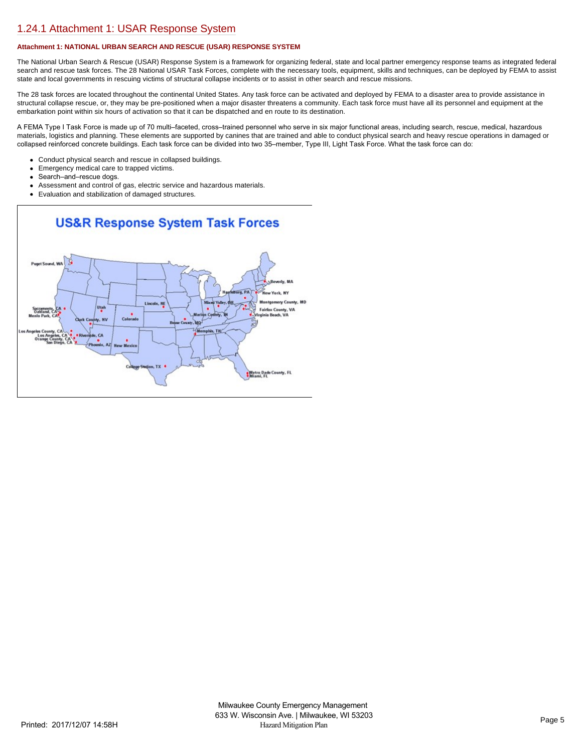## 1.24.1 Attachment 1: USAR Response System

**Attachment 1: NATIONAL URBAN SEARCH AND RESCUE (USAR) RESPONSE SYSTEM**

The National Urban Search & Rescue (USAR) Response System is a framework for organizing federal, state and local partner emergency response teams as integrated federal search and rescue task forces. The 28 National USAR Task Forces, complete with the necessary tools, equipment, skills and techniques, can be deployed by FEMA to assist state and local governments in rescuing victims of structural collapse incidents or to assist in other search and rescue missions.

The 28 task forces are located throughout the continental United States. Any task force can be activated and deployed by FEMA to a disaster area to provide assistance in structural collapse rescue, or, they may be pre-positioned when a major disaster threatens a community. Each task force must have all its personnel and equipment at the embarkation point within six hours of activation so that it can be dispatched and en route to its destination.

A FEMA Type I Task Force is made up of 70 multi–faceted, cross–trained personnel who serve in six major functional areas, including search, rescue, medical, hazardous materials, logistics and planning. These elements are supported by canines that are trained and able to conduct physical search and heavy rescue operations in damaged or collapsed reinforced concrete buildings. Each task force can be divided into two 35–member, Type III, Light Task Force. What the task force can do:

- Conduct physical search and rescue in collapsed buildings.
- Emergency medical care to trapped victims.
- Search–and–rescue dogs.
- Assessment and control of gas, electric service and hazardous materials.
- Evaluation and stabilization of damaged structures.

US&R Response System Task Forces

Puget Sound, WA
Sacramento, CA
Oakland, CA
Menlo Park, CA
Los Angeles County, CA
Los Angeles, CA
Orange County, CA
San Diego, CA
Riverside, CA
Clark County, NV
Utah
Colorado
Phoenix, AZ
New Mexico
Lincoln, NE
College Station, TX
Boone County, MO
Memphis, TN
Marion County, IN
Miami Valley, OH
Harrisburg, PA
New York, NY
Beverly, MA
Montgomery County, MD
Fairfax County, VA
Virginia Beach, VA
Metro Dade County, FL
Miami, FL